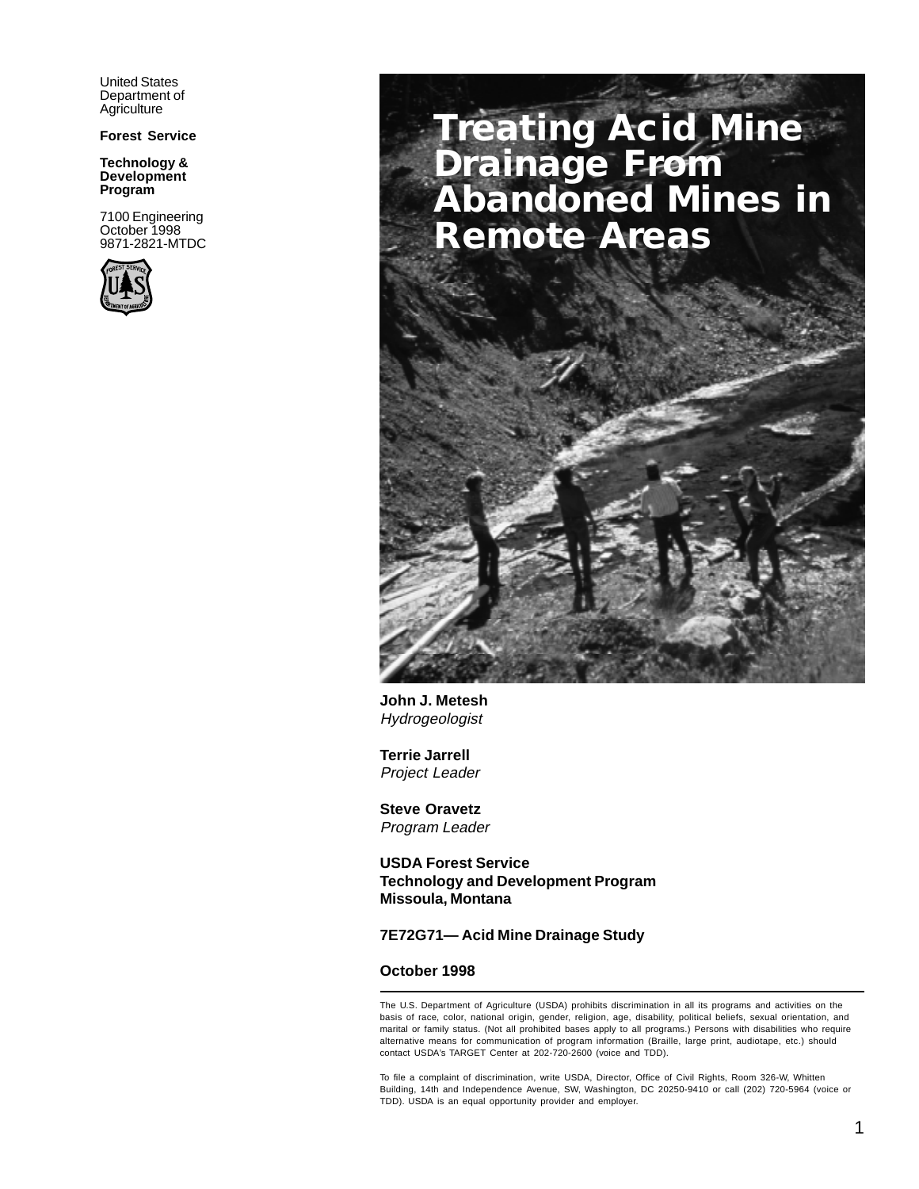United States Department of Agriculture

**Forest Service**

**Technology & Development Program**

7100 Engineering
October 1998
9871-2821-MTDC

# Treating Acid Mine Drainage From Abandoned Mines in Remote Areas

**John J. Metesh**
*Hydrogeologist*

**Terrie Jarrell**
*Project Leader*

**Steve Oravetz**
*Program Leader*

**USDA Forest Service**
**Technology and Development Program**
**Missoula, Montana**

**7E72G71— Acid Mine Drainage Study**

**October 1998**

---

The U.S. Department of Agriculture (USDA) prohibits discrimination in all its programs and activities on the basis of race, color, national origin, gender, religion, age, disability, political beliefs, sexual orientation, and marital or family status. (Not all prohibited bases apply to all programs.) Persons with disabilities who require alternative means for communication of program information (Braille, large print, audiotape, etc.) should contact USDA's TARGET Center at 202-720-2600 (voice and TDD).

To file a complaint of discrimination, write USDA, Director, Office of Civil Rights, Room 326-W, Whitten Building, 14th and Independence Avenue, SW, Washington, DC 20250-9410 or call (202) 720-5964 (voice or TDD). USDA is an equal opportunity provider and employer.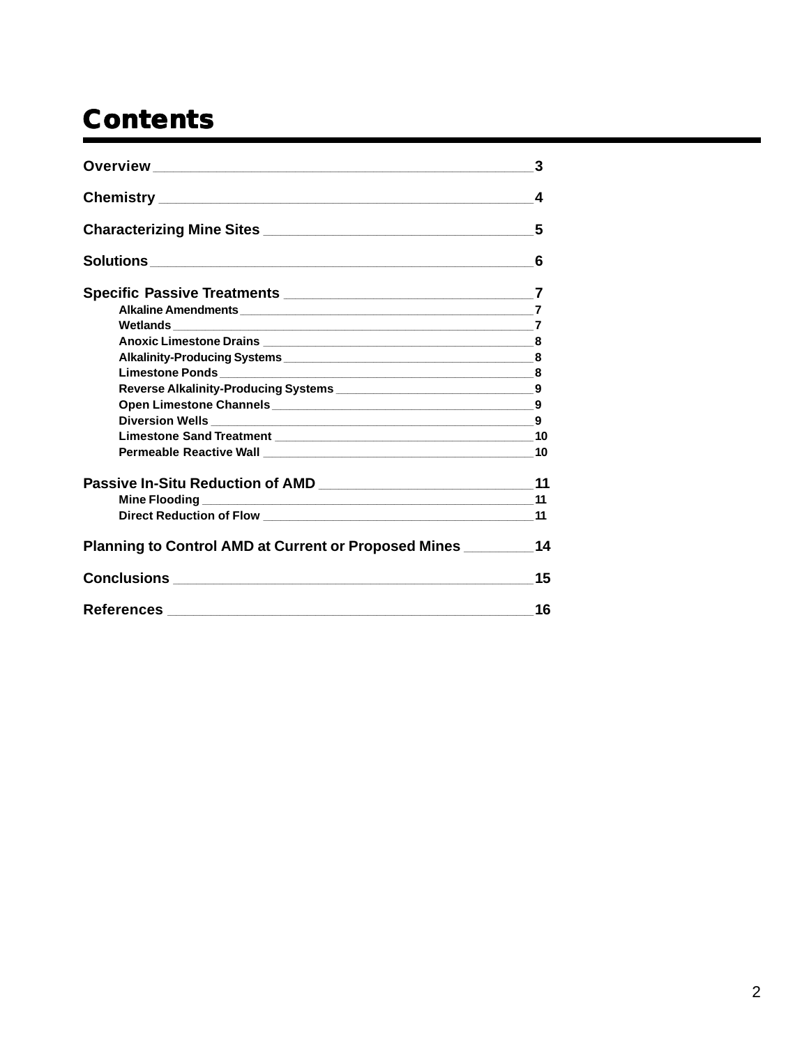# Contents

**Overview** ______________________________________________ 3

**Chemistry** ______________________________________________ 4

**Characterizing Mine Sites** ________________________________ 5

**Solutions** ______________________________________________ 6

**Specific Passive Treatments** ______________________________ 7

- **Alkaline Amendments** ______________________________________ 7
- **Wetlands** ______________________________________________ 7
- **Anoxic Limestone Drains** __________________________________ 8
- **Alkalinity-Producing Systems** _____________________________ 8
- **Limestone Ponds** ________________________________________ 8
- **Reverse Alkalinity-Producing Systems** _____________________ 9
- **Open Limestone Channels** _________________________________ 9
- **Diversion Wells** ________________________________________ 9
- **Limestone Sand Treatment** ______________________________ 10
- **Permeable Reactive Wall** _________________________________ 10

**Passive In-Situ Reduction of AMD** ___________________________ 11

- **Mine Flooding** __________________________________________ 11
- **Direct Reduction of Flow** ________________________________ 11

**Planning to Control AMD at Current or Proposed Mines** ________ 14

**Conclusions** ____________________________________________ 15

**References** _____________________________________________ 16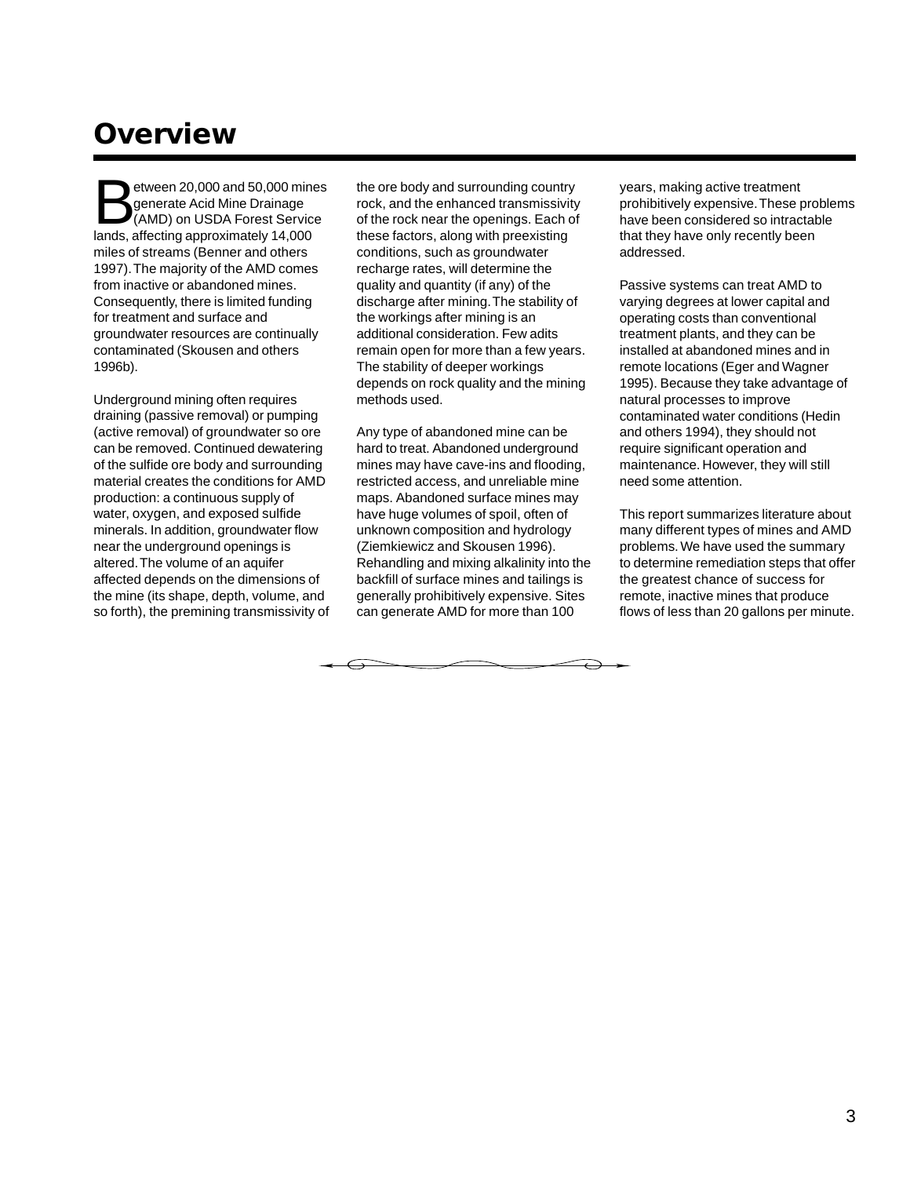# Overview

Between 20,000 and 50,000 mines generate Acid Mine Drainage (AMD) on USDA Forest Service lands, affecting approximately 14,000 miles of streams (Benner and others 1997). The majority of the AMD comes from inactive or abandoned mines. Consequently, there is limited funding for treatment and surface and groundwater resources are continually contaminated (Skousen and others 1996b).

Underground mining often requires draining (passive removal) or pumping (active removal) of groundwater so ore can be removed. Continued dewatering of the sulfide ore body and surrounding material creates the conditions for AMD production: a continuous supply of water, oxygen, and exposed sulfide minerals. In addition, groundwater flow near the underground openings is altered. The volume of an aquifer affected depends on the dimensions of the mine (its shape, depth, volume, and so forth), the premining transmissivity of the ore body and surrounding country rock, and the enhanced transmissivity of the rock near the openings. Each of these factors, along with preexisting conditions, such as groundwater recharge rates, will determine the quality and quantity (if any) of the discharge after mining. The stability of the workings after mining is an additional consideration. Few adits remain open for more than a few years. The stability of deeper workings depends on rock quality and the mining methods used.

Any type of abandoned mine can be hard to treat. Abandoned underground mines may have cave-ins and flooding, restricted access, and unreliable mine maps. Abandoned surface mines may have huge volumes of spoil, often of unknown composition and hydrology (Ziemkiewicz and Skousen 1996). Rehandling and mixing alkalinity into the backfill of surface mines and tailings is generally prohibitively expensive. Sites can generate AMD for more than 100 years, making active treatment prohibitively expensive. These problems have been considered so intractable that they have only recently been addressed.

Passive systems can treat AMD to varying degrees at lower capital and operating costs than conventional treatment plants, and they can be installed at abandoned mines and in remote locations (Eger and Wagner 1995). Because they take advantage of natural processes to improve contaminated water conditions (Hedin and others 1994), they should not require significant operation and maintenance. However, they will still need some attention.

This report summarizes literature about many different types of mines and AMD problems. We have used the summary to determine remediation steps that offer the greatest chance of success for remote, inactive mines that produce flows of less than 20 gallons per minute.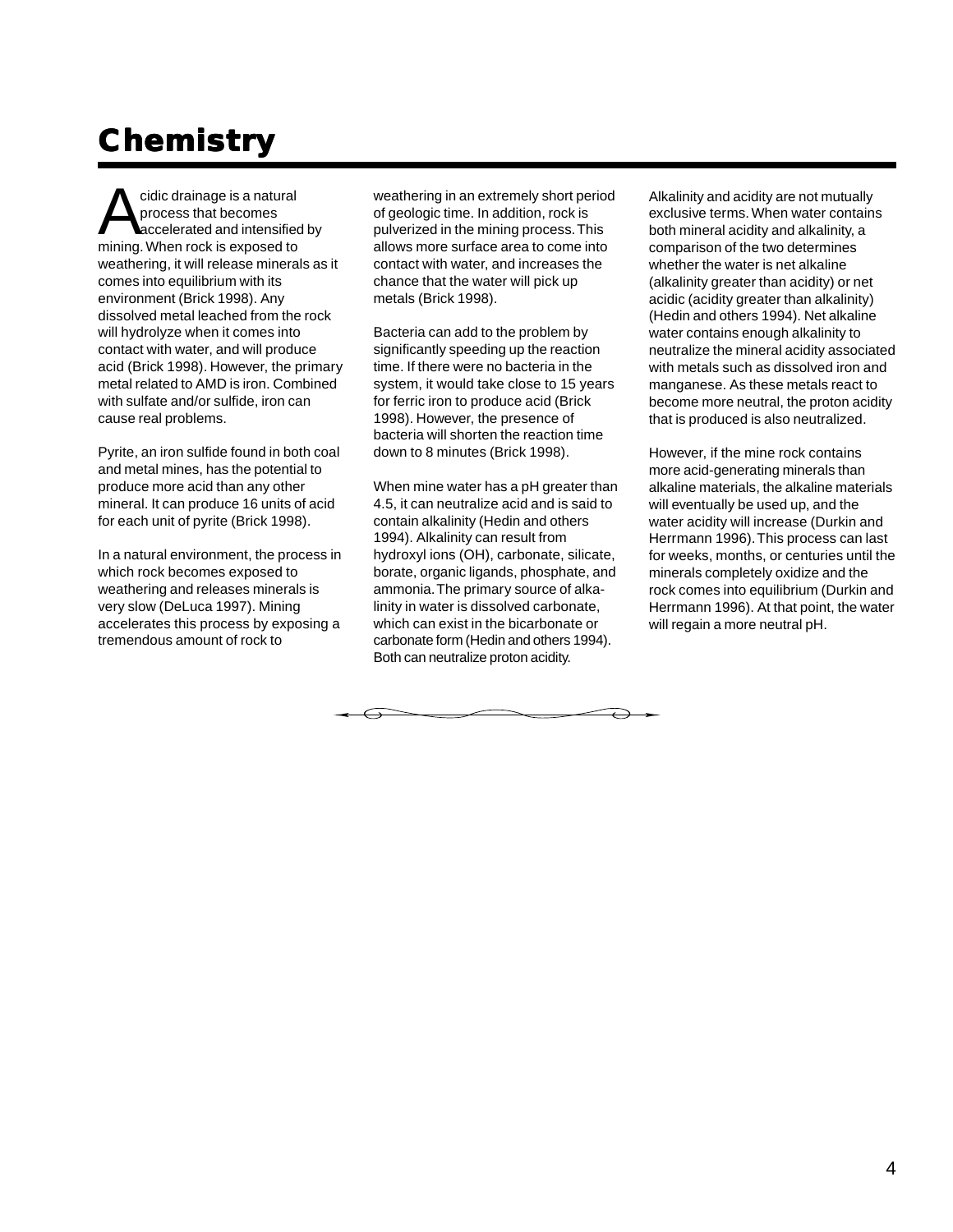# Chemistry

Acidic drainage is a natural process that becomes accelerated and intensified by mining. When rock is exposed to weathering, it will release minerals as it comes into equilibrium with its environment (Brick 1998). Any dissolved metal leached from the rock will hydrolyze when it comes into contact with water, and will produce acid (Brick 1998). However, the primary metal related to AMD is iron. Combined with sulfate and/or sulfide, iron can cause real problems.

Pyrite, an iron sulfide found in both coal and metal mines, has the potential to produce more acid than any other mineral. It can produce 16 units of acid for each unit of pyrite (Brick 1998).

In a natural environment, the process in which rock becomes exposed to weathering and releases minerals is very slow (DeLuca 1997). Mining accelerates this process by exposing a tremendous amount of rock to weathering in an extremely short period of geologic time. In addition, rock is pulverized in the mining process. This allows more surface area to come into contact with water, and increases the chance that the water will pick up metals (Brick 1998).

Bacteria can add to the problem by significantly speeding up the reaction time. If there were no bacteria in the system, it would take close to 15 years for ferric iron to produce acid (Brick 1998). However, the presence of bacteria will shorten the reaction time down to 8 minutes (Brick 1998).

When mine water has a pH greater than 4.5, it can neutralize acid and is said to contain alkalinity (Hedin and others 1994). Alkalinity can result from hydroxyl ions (OH), carbonate, silicate, borate, organic ligands, phosphate, and ammonia. The primary source of alkalinity in water is dissolved carbonate, which can exist in the bicarbonate or carbonate form (Hedin and others 1994). Both can neutralize proton acidity.

Alkalinity and acidity are not mutually exclusive terms. When water contains both mineral acidity and alkalinity, a comparison of the two determines whether the water is net alkaline (alkalinity greater than acidity) or net acidic (acidity greater than alkalinity) (Hedin and others 1994). Net alkaline water contains enough alkalinity to neutralize the mineral acidity associated with metals such as dissolved iron and manganese. As these metals react to become more neutral, the proton acidity that is produced is also neutralized.

However, if the mine rock contains more acid-generating minerals than alkaline materials, the alkaline materials will eventually be used up, and the water acidity will increase (Durkin and Herrmann 1996). This process can last for weeks, months, or centuries until the minerals completely oxidize and the rock comes into equilibrium (Durkin and Herrmann 1996). At that point, the water will regain a more neutral pH.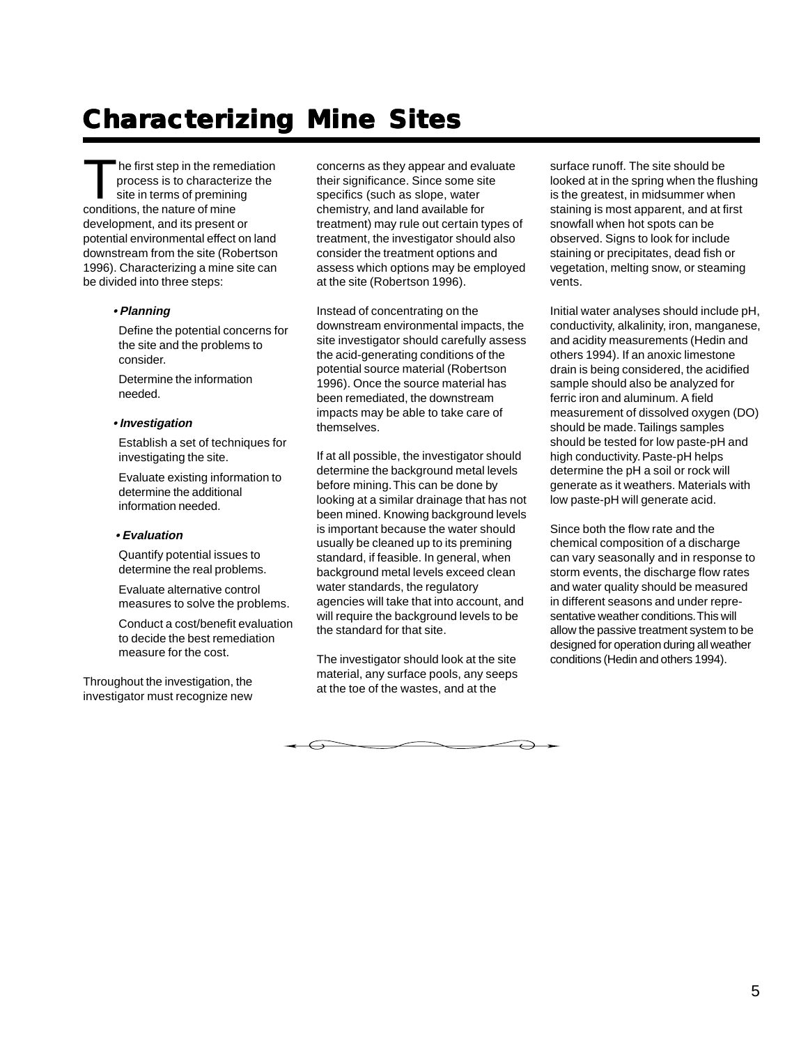# Characterizing Mine Sites

The first step in the remediation process is to characterize the site in terms of premining conditions, the nature of mine development, and its present or potential environmental effect on land downstream from the site (Robertson 1996). Characterizing a mine site can be divided into three steps:

- ***Planning***

  Define the potential concerns for the site and the problems to consider.

  Determine the information needed.

- ***Investigation***

  Establish a set of techniques for investigating the site.

  Evaluate existing information to determine the additional information needed.

- ***Evaluation***

  Quantify potential issues to determine the real problems.

  Evaluate alternative control measures to solve the problems.

  Conduct a cost/benefit evaluation to decide the best remediation measure for the cost.

Throughout the investigation, the investigator must recognize new concerns as they appear and evaluate their significance. Since some site specifics (such as slope, water chemistry, and land available for treatment) may rule out certain types of treatment, the investigator should also consider the treatment options and assess which options may be employed at the site (Robertson 1996).

Instead of concentrating on the downstream environmental impacts, the site investigator should carefully assess the acid-generating conditions of the potential source material (Robertson 1996). Once the source material has been remediated, the downstream impacts may be able to take care of themselves.

If at all possible, the investigator should determine the background metal levels before mining. This can be done by looking at a similar drainage that has not been mined. Knowing background levels is important because the water should usually be cleaned up to its premining standard, if feasible. In general, when background metal levels exceed clean water standards, the regulatory agencies will take that into account, and will require the background levels to be the standard for that site.

The investigator should look at the site material, any surface pools, any seeps at the toe of the wastes, and at the surface runoff. The site should be looked at in the spring when the flushing is the greatest, in midsummer when staining is most apparent, and at first snowfall when hot spots can be observed. Signs to look for include staining or precipitates, dead fish or vegetation, melting snow, or steaming vents.

Initial water analyses should include pH, conductivity, alkalinity, iron, manganese, and acidity measurements (Hedin and others 1994). If an anoxic limestone drain is being considered, the acidified sample should also be analyzed for ferric iron and aluminum. A field measurement of dissolved oxygen (DO) should be made. Tailings samples should be tested for low paste-pH and high conductivity. Paste-pH helps determine the pH a soil or rock will generate as it weathers. Materials with low paste-pH will generate acid.

Since both the flow rate and the chemical composition of a discharge can vary seasonally and in response to storm events, the discharge flow rates and water quality should be measured in different seasons and under representative weather conditions. This will allow the passive treatment system to be designed for operation during all weather conditions (Hedin and others 1994).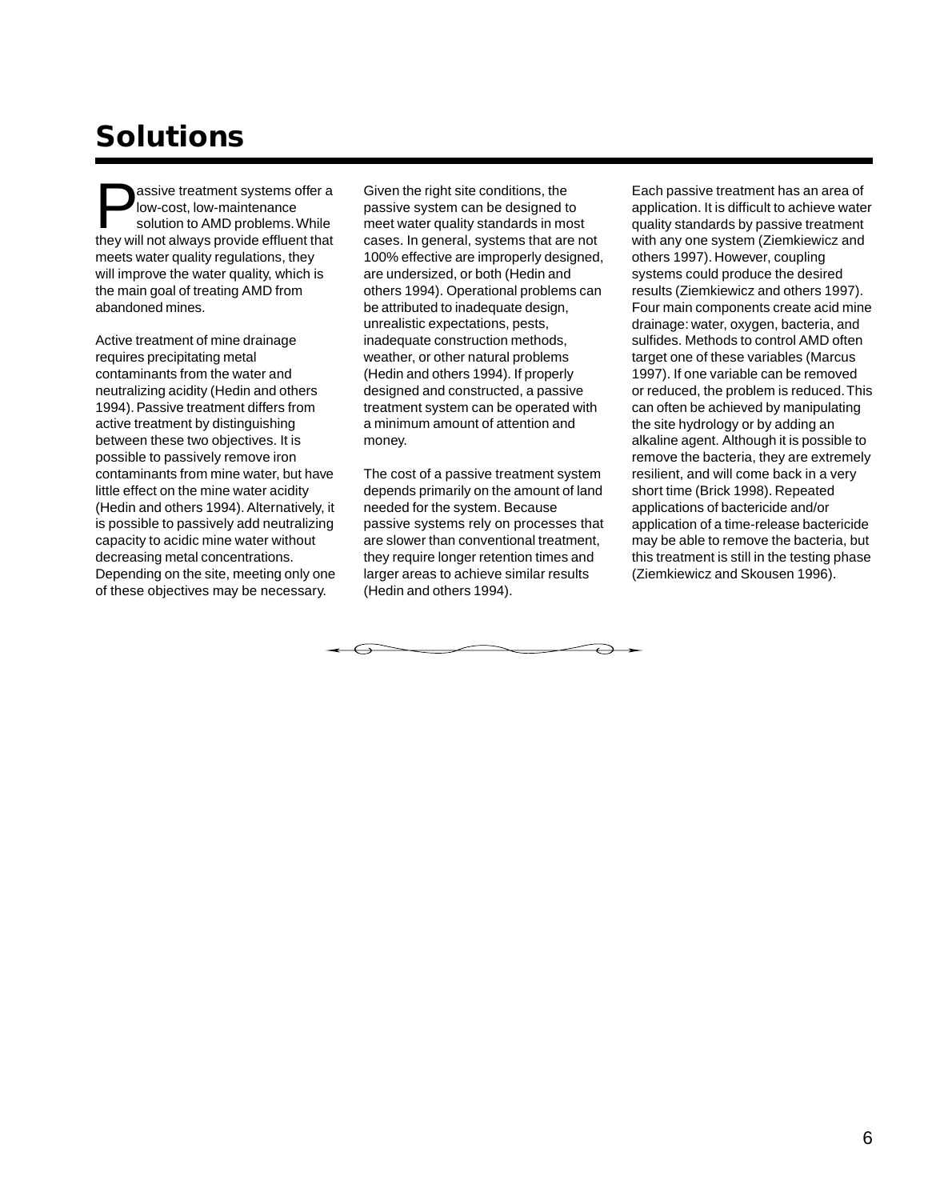# Solutions

Passive treatment systems offer a low-cost, low-maintenance solution to AMD problems. While they will not always provide effluent that meets water quality regulations, they will improve the water quality, which is the main goal of treating AMD from abandoned mines.

Active treatment of mine drainage requires precipitating metal contaminants from the water and neutralizing acidity (Hedin and others 1994). Passive treatment differs from active treatment by distinguishing between these two objectives. It is possible to passively remove iron contaminants from mine water, but have little effect on the mine water acidity (Hedin and others 1994). Alternatively, it is possible to passively add neutralizing capacity to acidic mine water without decreasing metal concentrations. Depending on the site, meeting only one of these objectives may be necessary.

Given the right site conditions, the passive system can be designed to meet water quality standards in most cases. In general, systems that are not 100% effective are improperly designed, are undersized, or both (Hedin and others 1994). Operational problems can be attributed to inadequate design, unrealistic expectations, pests, inadequate construction methods, weather, or other natural problems (Hedin and others 1994). If properly designed and constructed, a passive treatment system can be operated with a minimum amount of attention and money.

The cost of a passive treatment system depends primarily on the amount of land needed for the system. Because passive systems rely on processes that are slower than conventional treatment, they require longer retention times and larger areas to achieve similar results (Hedin and others 1994).

Each passive treatment has an area of application. It is difficult to achieve water quality standards by passive treatment with any one system (Ziemkiewicz and others 1997). However, coupling systems could produce the desired results (Ziemkiewicz and others 1997). Four main components create acid mine drainage: water, oxygen, bacteria, and sulfides. Methods to control AMD often target one of these variables (Marcus 1997). If one variable can be removed or reduced, the problem is reduced. This can often be achieved by manipulating the site hydrology or by adding an alkaline agent. Although it is possible to remove the bacteria, they are extremely resilient, and will come back in a very short time (Brick 1998). Repeated applications of bactericide and/or application of a time-release bactericide may be able to remove the bacteria, but this treatment is still in the testing phase (Ziemkiewicz and Skousen 1996).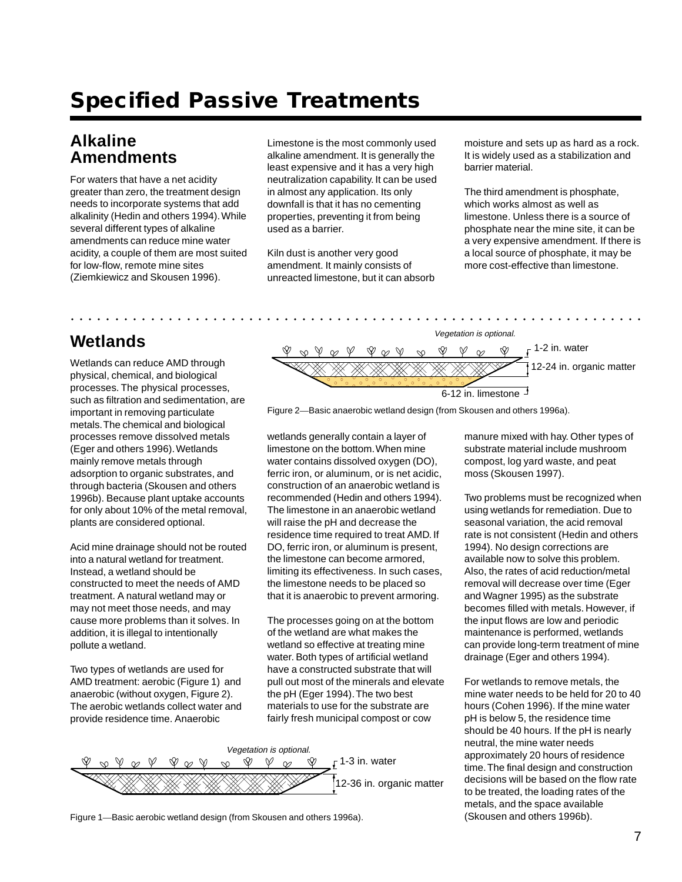# Specified Passive Treatments

## Alkaline Amendments

For waters that have a net acidity greater than zero, the treatment design needs to incorporate systems that add alkalinity (Hedin and others 1994). While several different types of alkaline amendments can reduce mine water acidity, a couple of them are most suited for low-flow, remote mine sites (Ziemkiewicz and Skousen 1996).

Limestone is the most commonly used alkaline amendment. It is generally the least expensive and it has a very high neutralization capability. It can be used in almost any application. Its only downfall is that it has no cementing properties, preventing it from being used as a barrier.

Kiln dust is another very good amendment. It mainly consists of unreacted limestone, but it can absorb moisture and sets up as hard as a rock. It is widely used as a stabilization and barrier material.

The third amendment is phosphate, which works almost as well as limestone. Unless there is a source of phosphate near the mine site, it can be a very expensive amendment. If there is a local source of phosphate, it may be more cost-effective than limestone.

## Wetlands

Wetlands can reduce AMD through physical, chemical, and biological processes. The physical processes, such as filtration and sedimentation, are important in removing particulate metals. The chemical and biological processes remove dissolved metals (Eger and others 1996). Wetlands mainly remove metals through adsorption to organic substrates, and through bacteria (Skousen and others 1996b). Because plant uptake accounts for only about 10% of the metal removal, plants are considered optional.

Acid mine drainage should not be routed into a natural wetland for treatment. Instead, a wetland should be constructed to meet the needs of AMD treatment. A natural wetland may or may not meet those needs, and may cause more problems than it solves. In addition, it is illegal to intentionally pollute a wetland.

Two types of wetlands are used for AMD treatment: aerobic (Figure 1) and anaerobic (without oxygen, Figure 2). The aerobic wetlands collect water and provide residence time. Anaerobic wetlands generally contain a layer of limestone on the bottom. When mine water contains dissolved oxygen (DO), ferric iron, or aluminum, or is net acidic, construction of an anaerobic wetland is recommended (Hedin and others 1994). The limestone in an anaerobic wetland will raise the pH and decrease the residence time required to treat AMD. If DO, ferric iron, or aluminum is present, the limestone can become armored, limiting its effectiveness. In such cases, the limestone needs to be placed so that it is anaerobic to prevent armoring.

*Vegetation is optional.*
1-3 in. water
12-36 in. organic matter

Figure 1—Basic aerobic wetland design (from Skousen and others 1996a).

*Vegetation is optional.*
1-2 in. water
12-24 in. organic matter
6-12 in. limestone

Figure 2—Basic anaerobic wetland design (from Skousen and others 1996a).

The processes going on at the bottom of the wetland are what makes the wetland so effective at treating mine water. Both types of artificial wetland have a constructed substrate that will pull out most of the minerals and elevate the pH (Eger 1994). The two best materials to use for the substrate are fairly fresh municipal compost or cow manure mixed with hay. Other types of substrate material include mushroom compost, log yard waste, and peat moss (Skousen 1997).

Two problems must be recognized when using wetlands for remediation. Due to seasonal variation, the acid removal rate is not consistent (Hedin and others 1994). No design corrections are available now to solve this problem. Also, the rates of acid reduction/metal removal will decrease over time (Eger and Wagner 1995) as the substrate becomes filled with metals. However, if the input flows are low and periodic maintenance is performed, wetlands can provide long-term treatment of mine drainage (Eger and others 1994).

For wetlands to remove metals, the mine water needs to be held for 20 to 40 hours (Cohen 1996). If the mine water pH is below 5, the residence time should be 40 hours. If the pH is nearly neutral, the mine water needs approximately 20 hours of residence time. The final design and construction decisions will be based on the flow rate to be treated, the loading rates of the metals, and the space available (Skousen and others 1996b).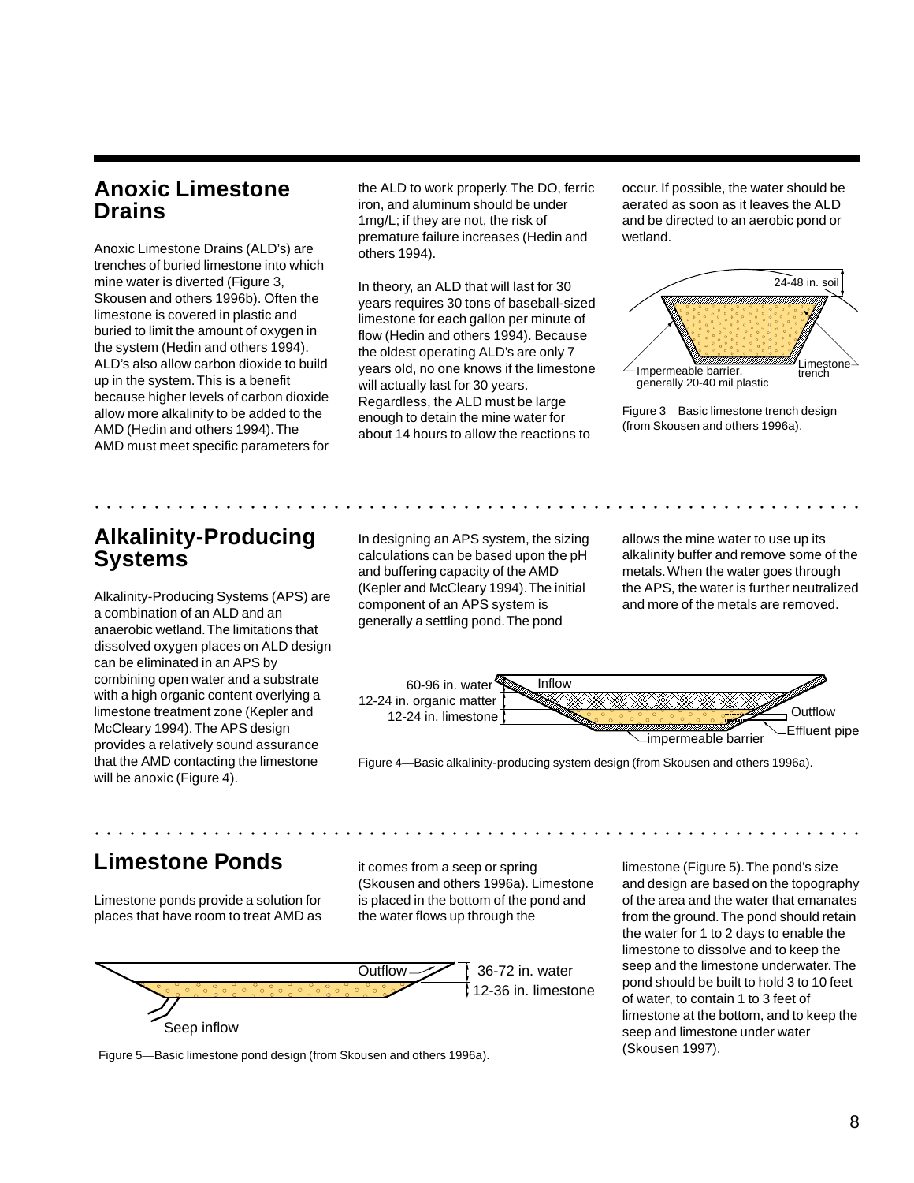## Anoxic Limestone Drains

Anoxic Limestone Drains (ALD's) are trenches of buried limestone into which mine water is diverted (Figure 3, Skousen and others 1996b). Often the limestone is covered in plastic and buried to limit the amount of oxygen in the system (Hedin and others 1994). ALD's also allow carbon dioxide to build up in the system. This is a benefit because higher levels of carbon dioxide allow more alkalinity to be added to the AMD (Hedin and others 1994). The AMD must meet specific parameters for the ALD to work properly. The DO, ferric iron, and aluminum should be under 1mg/L; if they are not, the risk of premature failure increases (Hedin and others 1994).

In theory, an ALD that will last for 30 years requires 30 tons of baseball-sized limestone for each gallon per minute of flow (Hedin and others 1994). Because the oldest operating ALD's are only 7 years old, no one knows if the limestone will actually last for 30 years. Regardless, the ALD must be large enough to detain the mine water for about 14 hours to allow the reactions to occur. If possible, the water should be aerated as soon as it leaves the ALD and be directed to an aerobic pond or wetland.

24-48 in. soil

Impermeable barrier, generally 20-40 mil plastic

Limestone trench

Figure 3—Basic limestone trench design (from Skousen and others 1996a).

## Alkalinity-Producing Systems

Alkalinity-Producing Systems (APS) are a combination of an ALD and an anaerobic wetland. The limitations that dissolved oxygen places on ALD design can be eliminated in an APS by combining open water and a substrate with a high organic content overlying a limestone treatment zone (Kepler and McCleary 1994). The APS design provides a relatively sound assurance that the AMD contacting the limestone will be anoxic (Figure 4).

In designing an APS system, the sizing calculations can be based upon the pH and buffering capacity of the AMD (Kepler and McCleary 1994). The initial component of an APS system is generally a settling pond. The pond allows the mine water to use up its alkalinity buffer and remove some of the metals. When the water goes through the APS, the water is further neutralized and more of the metals are removed.

60-96 in. water
12-24 in. organic matter
12-24 in. limestone
Inflow
Outflow
Effluent pipe
impermeable barrier

Figure 4—Basic alkalinity-producing system design (from Skousen and others 1996a).

## Limestone Ponds

Limestone ponds provide a solution for places that have room to treat AMD as it comes from a seep or spring (Skousen and others 1996a). Limestone is placed in the bottom of the pond and the water flows up through the limestone (Figure 5). The pond's size and design are based on the topography of the area and the water that emanates from the ground. The pond should retain the water for 1 to 2 days to enable the limestone to dissolve and to keep the seep and the limestone underwater. The pond should be built to hold 3 to 10 feet of water, to contain 1 to 3 feet of limestone at the bottom, and to keep the seep and limestone under water (Skousen 1997).

Outflow
36-72 in. water
12-36 in. limestone
Seep inflow

Figure 5—Basic limestone pond design (from Skousen and others 1996a).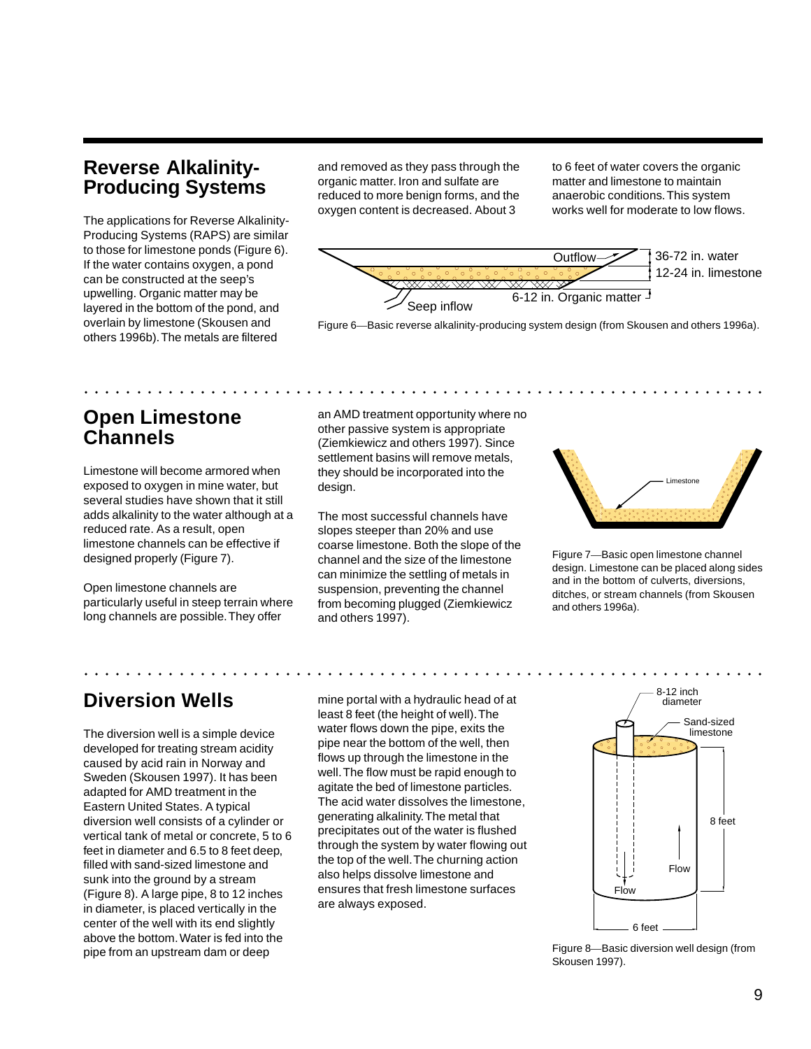## Reverse Alkalinity-Producing Systems

The applications for Reverse Alkalinity-Producing Systems (RAPS) are similar to those for limestone ponds (Figure 6). If the water contains oxygen, a pond can be constructed at the seep's upwelling. Organic matter may be layered in the bottom of the pond, and overlain by limestone (Skousen and others 1996b). The metals are filtered and removed as they pass through the organic matter. Iron and sulfate are reduced to more benign forms, and the oxygen content is decreased. About 3 to 6 feet of water covers the organic matter and limestone to maintain anaerobic conditions. This system works well for moderate to low flows.

Figure 6—Basic reverse alkalinity-producing system design (from Skousen and others 1996a).

## Open Limestone Channels

Limestone will become armored when exposed to oxygen in mine water, but several studies have shown that it still adds alkalinity to the water although at a reduced rate. As a result, open limestone channels can be effective if designed properly (Figure 7).

Open limestone channels are particularly useful in steep terrain where long channels are possible. They offer an AMD treatment opportunity where no other passive system is appropriate (Ziemkiewicz and others 1997). Since settlement basins will remove metals, they should be incorporated into the design.

The most successful channels have slopes steeper than 20% and use coarse limestone. Both the slope of the channel and the size of the limestone can minimize the settling of metals in suspension, preventing the channel from becoming plugged (Ziemkiewicz and others 1997).

Figure 7—Basic open limestone channel design. Limestone can be placed along sides and in the bottom of culverts, diversions, ditches, or stream channels (from Skousen and others 1996a).

## Diversion Wells

The diversion well is a simple device developed for treating stream acidity caused by acid rain in Norway and Sweden (Skousen 1997). It has been adapted for AMD treatment in the Eastern United States. A typical diversion well consists of a cylinder or vertical tank of metal or concrete, 5 to 6 feet in diameter and 6.5 to 8 feet deep, filled with sand-sized limestone and sunk into the ground by a stream (Figure 8). A large pipe, 8 to 12 inches in diameter, is placed vertically in the center of the well with its end slightly above the bottom. Water is fed into the pipe from an upstream dam or deep mine portal with a hydraulic head of at least 8 feet (the height of well). The water flows down the pipe, exits the pipe near the bottom of the well, then flows up through the limestone in the well. The flow must be rapid enough to agitate the bed of limestone particles. The acid water dissolves the limestone, generating alkalinity. The metal that precipitates out of the water is flushed through the system by water flowing out the top of the well. The churning action also helps dissolve limestone and ensures that fresh limestone surfaces are always exposed.

Figure 8—Basic diversion well design (from Skousen 1997).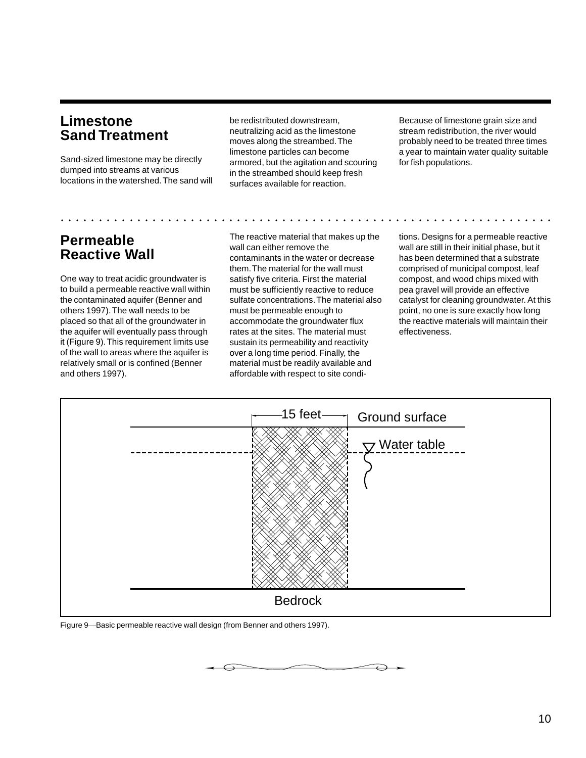## Limestone Sand Treatment

Sand-sized limestone may be directly dumped into streams at various locations in the watershed. The sand will be redistributed downstream, neutralizing acid as the limestone moves along the streambed. The limestone particles can become armored, but the agitation and scouring in the streambed should keep fresh surfaces available for reaction.

Because of limestone grain size and stream redistribution, the river would probably need to be treated three times a year to maintain water quality suitable for fish populations.

## Permeable Reactive Wall

One way to treat acidic groundwater is to build a permeable reactive wall within the contaminated aquifer (Benner and others 1997). The wall needs to be placed so that all of the groundwater in the aquifer will eventually pass through it (Figure 9). This requirement limits use of the wall to areas where the aquifer is relatively small or is confined (Benner and others 1997).

The reactive material that makes up the wall can either remove the contaminants in the water or decrease them. The material for the wall must satisfy five criteria. First the material must be sufficiently reactive to reduce sulfate concentrations. The material also must be permeable enough to accommodate the groundwater flux rates at the sites. The material must sustain its permeability and reactivity over a long time period. Finally, the material must be readily available and affordable with respect to site conditions. Designs for a permeable reactive wall are still in their initial phase, but it has been determined that a substrate comprised of municipal compost, leaf compost, and wood chips mixed with pea gravel will provide an effective catalyst for cleaning groundwater. At this point, no one is sure exactly how long the reactive materials will maintain their effectiveness.

Figure 9—Basic permeable reactive wall design (from Benner and others 1997).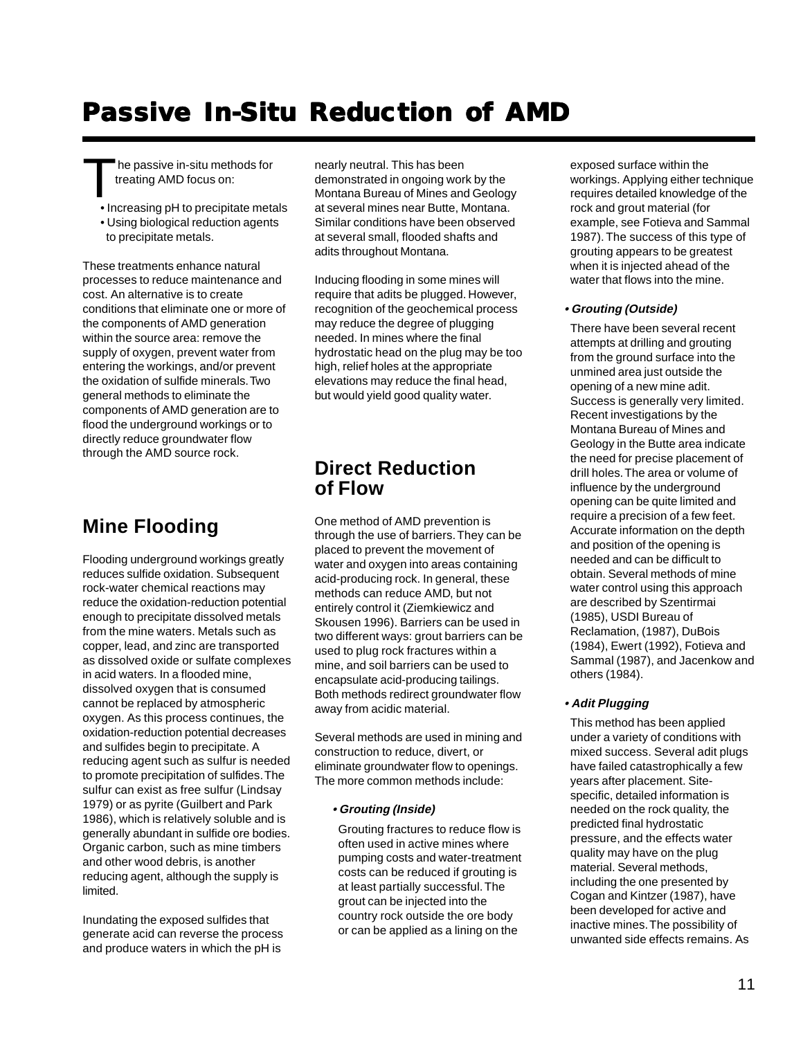# Passive In-Situ Reduction of AMD

The passive in-situ methods for treating AMD focus on:

- Increasing pH to precipitate metals
- Using biological reduction agents to precipitate metals.

These treatments enhance natural processes to reduce maintenance and cost. An alternative is to create conditions that eliminate one or more of the components of AMD generation within the source area: remove the supply of oxygen, prevent water from entering the workings, and/or prevent the oxidation of sulfide minerals. Two general methods to eliminate the components of AMD generation are to flood the underground workings or to directly reduce groundwater flow through the AMD source rock.

## Mine Flooding

Flooding underground workings greatly reduces sulfide oxidation. Subsequent rock-water chemical reactions may reduce the oxidation-reduction potential enough to precipitate dissolved metals from the mine waters. Metals such as copper, lead, and zinc are transported as dissolved oxide or sulfate complexes in acid waters. In a flooded mine, dissolved oxygen that is consumed cannot be replaced by atmospheric oxygen. As this process continues, the oxidation-reduction potential decreases and sulfides begin to precipitate. A reducing agent such as sulfur is needed to promote precipitation of sulfides. The sulfur can exist as free sulfur (Lindsay 1979) or as pyrite (Guilbert and Park 1986), which is relatively soluble and is generally abundant in sulfide ore bodies. Organic carbon, such as mine timbers and other wood debris, is another reducing agent, although the supply is limited.

Inundating the exposed sulfides that generate acid can reverse the process and produce waters in which the pH is nearly neutral. This has been demonstrated in ongoing work by the Montana Bureau of Mines and Geology at several mines near Butte, Montana. Similar conditions have been observed at several small, flooded shafts and adits throughout Montana.

Inducing flooding in some mines will require that adits be plugged. However, recognition of the geochemical process may reduce the degree of plugging needed. In mines where the final hydrostatic head on the plug may be too high, relief holes at the appropriate elevations may reduce the final head, but would yield good quality water.

## Direct Reduction of Flow

One method of AMD prevention is through the use of barriers. They can be placed to prevent the movement of water and oxygen into areas containing acid-producing rock. In general, these methods can reduce AMD, but not entirely control it (Ziemkiewicz and Skousen 1996). Barriers can be used in two different ways: grout barriers can be used to plug rock fractures within a mine, and soil barriers can be used to encapsulate acid-producing tailings. Both methods redirect groundwater flow away from acidic material.

Several methods are used in mining and construction to reduce, divert, or eliminate groundwater flow to openings. The more common methods include:

***• Grouting (Inside)***

Grouting fractures to reduce flow is often used in active mines where pumping costs and water-treatment costs can be reduced if grouting is at least partially successful. The grout can be injected into the country rock outside the ore body or can be applied as a lining on the exposed surface within the workings. Applying either technique requires detailed knowledge of the rock and grout material (for example, see Fotieva and Sammal 1987). The success of this type of grouting appears to be greatest when it is injected ahead of the water that flows into the mine.

***• Grouting (Outside)***

There have been several recent attempts at drilling and grouting from the ground surface into the unmined area just outside the opening of a new mine adit. Success is generally very limited. Recent investigations by the Montana Bureau of Mines and Geology in the Butte area indicate the need for precise placement of drill holes. The area or volume of influence by the underground opening can be quite limited and require a precision of a few feet. Accurate information on the depth and position of the opening is needed and can be difficult to obtain. Several methods of mine water control using this approach are described by Szentirmai (1985), USDI Bureau of Reclamation, (1987), DuBois (1984), Ewert (1992), Fotieva and Sammal (1987), and Jacenkow and others (1984).

***• Adit Plugging***

This method has been applied under a variety of conditions with mixed success. Several adit plugs have failed catastrophically a few years after placement. Site-specific, detailed information is needed on the rock quality, the predicted final hydrostatic pressure, and the effects water quality may have on the plug material. Several methods, including the one presented by Cogan and Kintzer (1987), have been developed for active and inactive mines. The possibility of unwanted side effects remains. As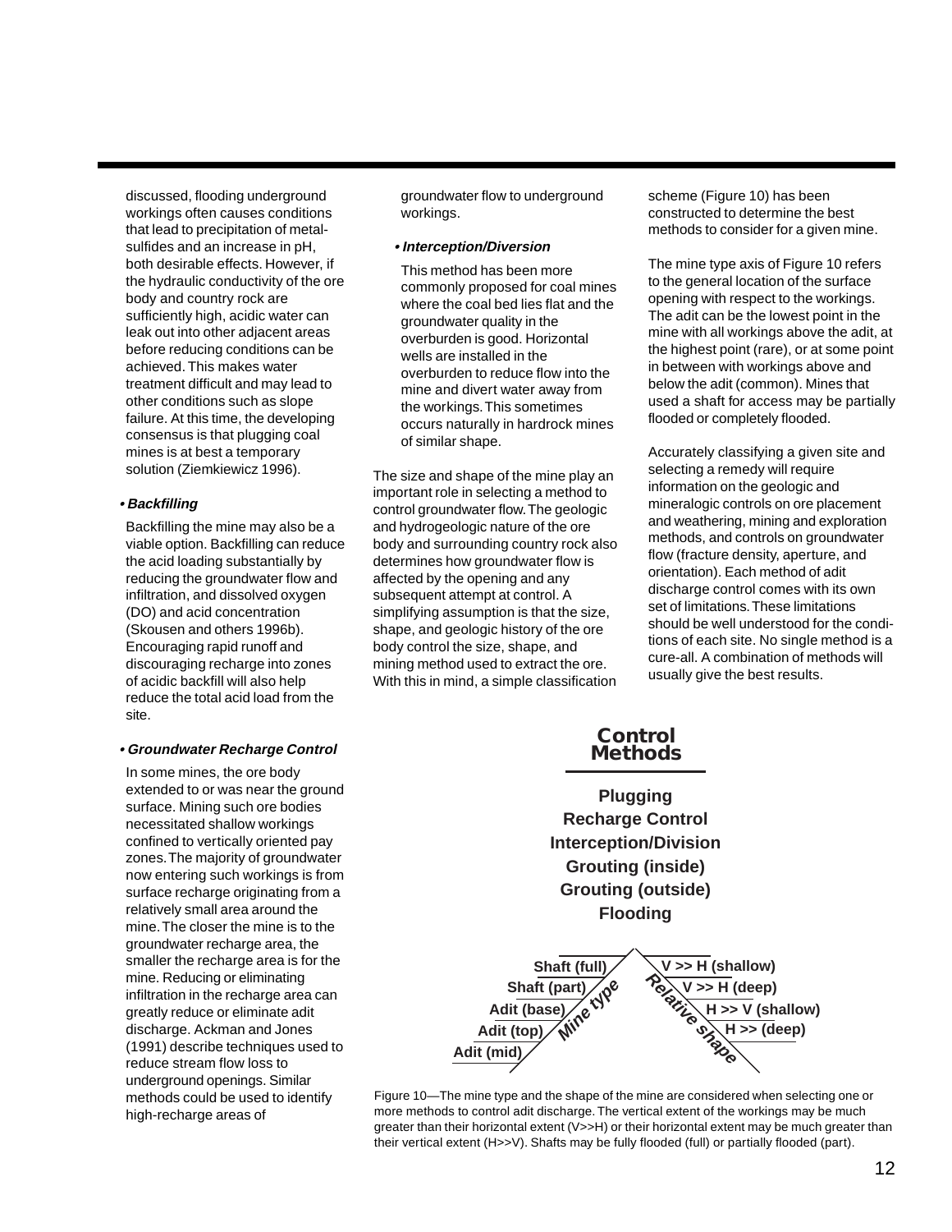discussed, flooding underground workings often causes conditions that lead to precipitation of metal-sulfides and an increase in pH, both desirable effects. However, if the hydraulic conductivity of the ore body and country rock are sufficiently high, acidic water can leak out into other adjacent areas before reducing conditions can be achieved. This makes water treatment difficult and may lead to other conditions such as slope failure. At this time, the developing consensus is that plugging coal mines is at best a temporary solution (Ziemkiewicz 1996).

***• Backfilling***

Backfilling the mine may also be a viable option. Backfilling can reduce the acid loading substantially by reducing the groundwater flow and infiltration, and dissolved oxygen (DO) and acid concentration (Skousen and others 1996b). Encouraging rapid runoff and discouraging recharge into zones of acidic backfill will also help reduce the total acid load from the site.

***• Groundwater Recharge Control***

In some mines, the ore body extended to or was near the ground surface. Mining such ore bodies necessitated shallow workings confined to vertically oriented pay zones. The majority of groundwater now entering such workings is from surface recharge originating from a relatively small area around the mine. The closer the mine is to the groundwater recharge area, the smaller the recharge area is for the mine. Reducing or eliminating infiltration in the recharge area can greatly reduce or eliminate adit discharge. Ackman and Jones (1991) describe techniques used to reduce stream flow loss to underground openings. Similar methods could be used to identify high-recharge areas of groundwater flow to underground workings.

***• Interception/Diversion***

This method has been more commonly proposed for coal mines where the coal bed lies flat and the groundwater quality in the overburden is good. Horizontal wells are installed in the overburden to reduce flow into the mine and divert water away from the workings. This sometimes occurs naturally in hardrock mines of similar shape.

The size and shape of the mine play an important role in selecting a method to control groundwater flow. The geologic and hydrogeologic nature of the ore body and surrounding country rock also determines how groundwater flow is affected by the opening and any subsequent attempt at control. A simplifying assumption is that the size, shape, and geologic history of the ore body control the size, shape, and mining method used to extract the ore. With this in mind, a simple classification scheme (Figure 10) has been constructed to determine the best methods to consider for a given mine.

The mine type axis of Figure 10 refers to the general location of the surface opening with respect to the workings. The adit can be the lowest point in the mine with all workings above the adit, at the highest point (rare), or at some point in between with workings above and below the adit (common). Mines that used a shaft for access may be partially flooded or completely flooded.

Accurately classifying a given site and selecting a remedy will require information on the geologic and mineralogic controls on ore placement and weathering, mining and exploration methods, and controls on groundwater flow (fracture density, aperture, and orientation). Each method of adit discharge control comes with its own set of limitations. These limitations should be well understood for the conditions of each site. No single method is a cure-all. A combination of methods will usually give the best results.

**Control Methods**

**Plugging**
**Recharge Control**
**Interception/Division**
**Grouting (inside)**
**Grouting (outside)**
**Flooding**

| Mine type | Relative shape |
|---|---|
| Shaft (full) | V >> H (shallow) |
| Shaft (part) | V >> H (deep) |
| Adit (base) | H >> V (shallow) |
| Adit (top) | H >> (deep) |
| Adit (mid) | |

Figure 10—The mine type and the shape of the mine are considered when selecting one or more methods to control adit discharge. The vertical extent of the workings may be much greater than their horizontal extent (V>>H) or their horizontal extent may be much greater than their vertical extent (H>>V). Shafts may be fully flooded (full) or partially flooded (part).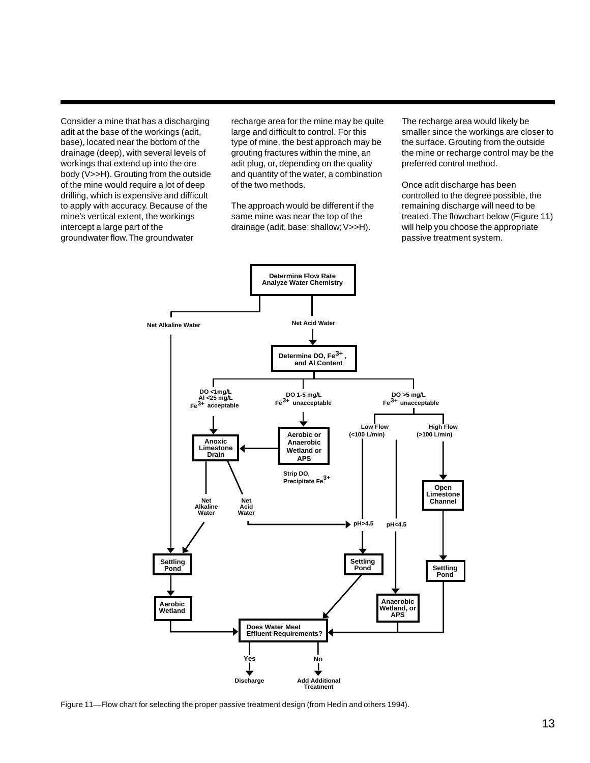Consider a mine that has a discharging adit at the base of the workings (adit, base), located near the bottom of the drainage (deep), with several levels of workings that extend up into the ore body (V>>H). Grouting from the outside of the mine would require a lot of deep drilling, which is expensive and difficult to apply with accuracy. Because of the mine's vertical extent, the workings intercept a large part of the groundwater flow. The groundwater recharge area for the mine may be quite large and difficult to control. For this type of mine, the best approach may be grouting fractures within the mine, an adit plug, or, depending on the quality and quantity of the water, a combination of the two methods.

The approach would be different if the same mine was near the top of the drainage (adit, base; shallow; V>>H). The recharge area would likely be smaller since the workings are closer to the surface. Grouting from the outside the mine or recharge control may be the preferred control method.

Once adit discharge has been controlled to the degree possible, the remaining discharge will need to be treated. The flowchart below (Figure 11) will help you choose the appropriate passive treatment system.

- **Determine Flow Rate / Analyze Water Chemistry**
  - **Net Alkaline Water** → Settling Pond → Aerobic Wetland → Does Water Meet Effluent Requirements?
  - **Net Acid Water** → **Determine DO, $Fe^{3+}$, and Al Content**
    - DO <1mg/L, Al <25 mg/L, $Fe^{3+}$ acceptable → Anoxic Limestone Drain
      - Net Alkaline Water → Settling Pond → Aerobic Wetland → Does Water Meet Effluent Requirements?
      - Net Acid Water → pH>4.5 → Settling Pond → Does Water Meet Effluent Requirements?
    - DO 1-5 mg/L, $Fe^{3+}$ unacceptable → Aerobic or Anaerobic Wetland or APS (Strip DO, Precipitate $Fe^{3+}$) → Anoxic Limestone Drain
    - DO >5 mg/L, $Fe^{3+}$ unacceptable
      - Low Flow (<100 L/min)
        - pH>4.5 → Settling Pond → Does Water Meet Effluent Requirements?
        - pH<4.5 → Anaerobic Wetland, or APS → Does Water Meet Effluent Requirements?
      - High Flow (>100 L/min) → Open Limestone Channel → Settling Pond → Does Water Meet Effluent Requirements?
- **Does Water Meet Effluent Requirements?**
  - Yes → Discharge
  - No → Add Additional Treatment

Figure 11—Flow chart for selecting the proper passive treatment design (from Hedin and others 1994).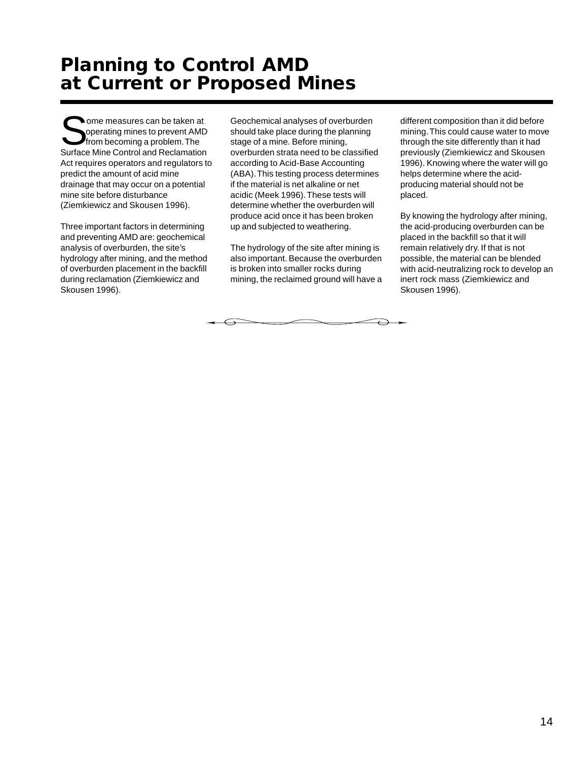# Planning to Control AMD at Current or Proposed Mines

Some measures can be taken at operating mines to prevent AMD from becoming a problem. The Surface Mine Control and Reclamation Act requires operators and regulators to predict the amount of acid mine drainage that may occur on a potential mine site before disturbance (Ziemkiewicz and Skousen 1996).

Three important factors in determining and preventing AMD are: geochemical analysis of overburden, the site's hydrology after mining, and the method of overburden placement in the backfill during reclamation (Ziemkiewicz and Skousen 1996).

Geochemical analyses of overburden should take place during the planning stage of a mine. Before mining, overburden strata need to be classified according to Acid-Base Accounting (ABA). This testing process determines if the material is net alkaline or net acidic (Meek 1996). These tests will determine whether the overburden will produce acid once it has been broken up and subjected to weathering.

The hydrology of the site after mining is also important. Because the overburden is broken into smaller rocks during mining, the reclaimed ground will have a different composition than it did before mining. This could cause water to move through the site differently than it had previously (Ziemkiewicz and Skousen 1996). Knowing where the water will go helps determine where the acid-producing material should not be placed.

By knowing the hydrology after mining, the acid-producing overburden can be placed in the backfill so that it will remain relatively dry. If that is not possible, the material can be blended with acid-neutralizing rock to develop an inert rock mass (Ziemkiewicz and Skousen 1996).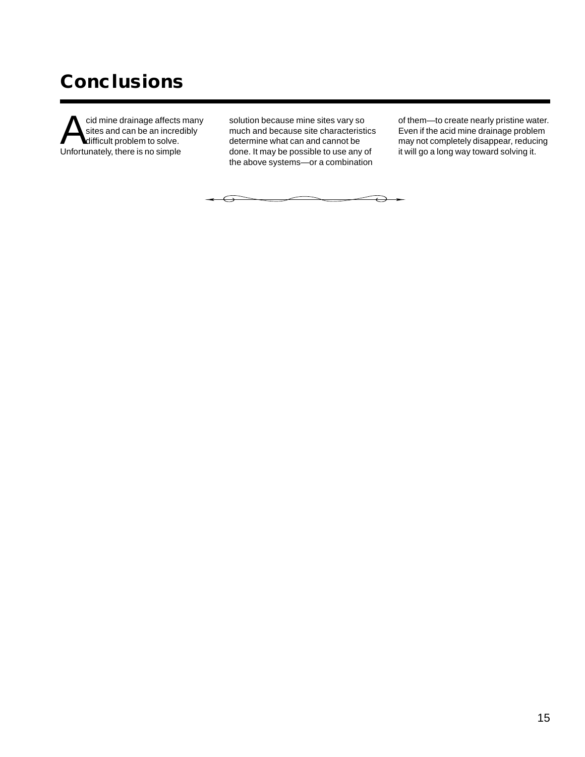# Conclusions

Acid mine drainage affects many sites and can be an incredibly difficult problem to solve. Unfortunately, there is no simple solution because mine sites vary so much and because site characteristics determine what can and cannot be done. It may be possible to use any of the above systems—or a combination of them—to create nearly pristine water. Even if the acid mine drainage problem may not completely disappear, reducing it will go a long way toward solving it.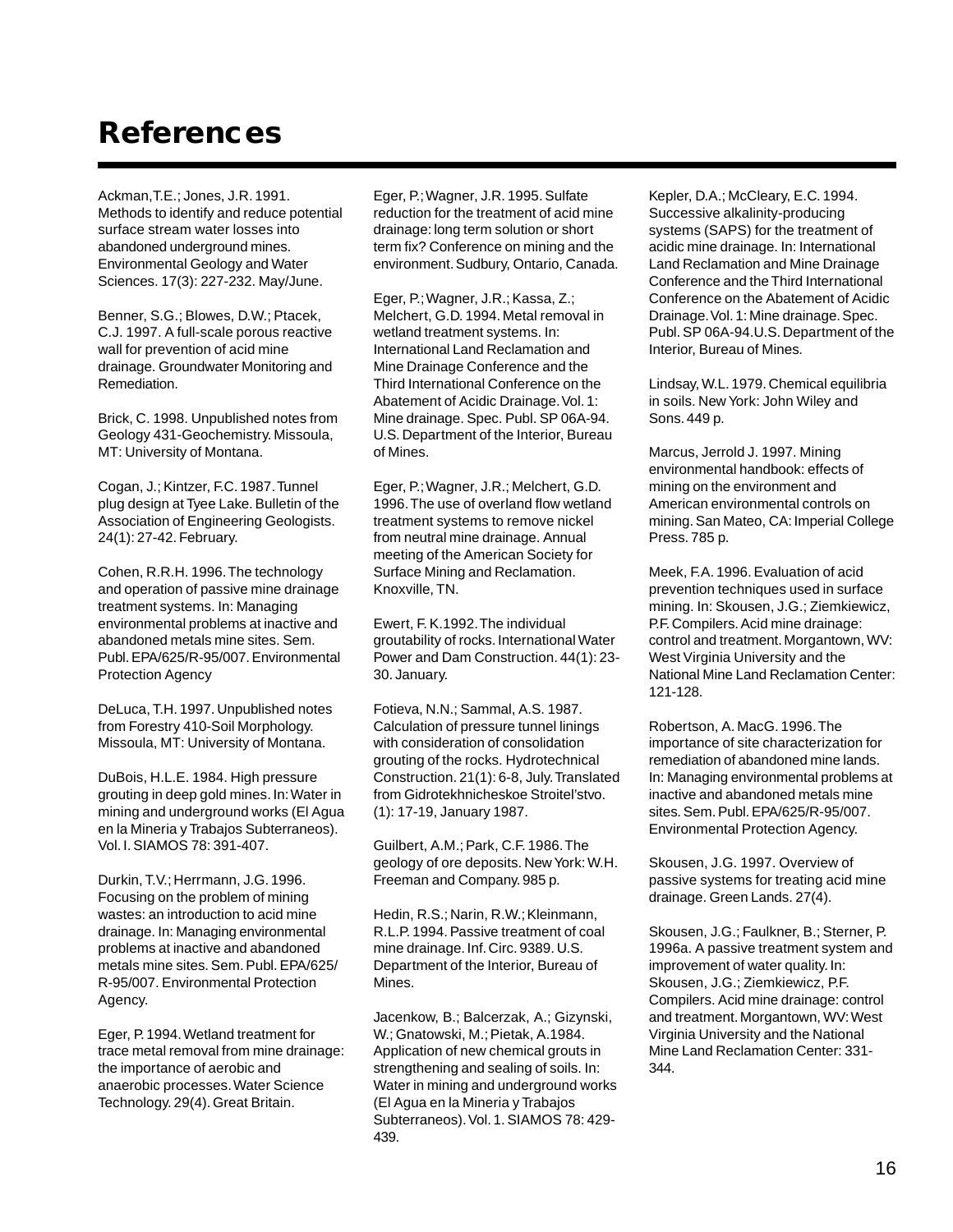# References

Ackman,T.E.; Jones, J.R. 1991. Methods to identify and reduce potential surface stream water losses into abandoned underground mines. Environmental Geology and Water Sciences. 17(3): 227-232. May/June.

Benner, S.G.; Blowes, D.W.; Ptacek, C.J. 1997. A full-scale porous reactive wall for prevention of acid mine drainage. Groundwater Monitoring and Remediation.

Brick, C. 1998. Unpublished notes from Geology 431-Geochemistry. Missoula, MT: University of Montana.

Cogan, J.; Kintzer, F.C. 1987. Tunnel plug design at Tyee Lake. Bulletin of the Association of Engineering Geologists. 24(1): 27-42. February.

Cohen, R.R.H. 1996. The technology and operation of passive mine drainage treatment systems. In: Managing environmental problems at inactive and abandoned metals mine sites. Sem. Publ. EPA/625/R-95/007. Environmental Protection Agency

DeLuca, T.H. 1997. Unpublished notes from Forestry 410-Soil Morphology. Missoula, MT: University of Montana.

DuBois, H.L.E. 1984. High pressure grouting in deep gold mines. In: Water in mining and underground works (El Agua en la Mineria y Trabajos Subterraneos). Vol. I. SIAMOS 78: 391-407.

Durkin, T.V.; Herrmann, J.G. 1996. Focusing on the problem of mining wastes: an introduction to acid mine drainage. In: Managing environmental problems at inactive and abandoned metals mine sites. Sem. Publ. EPA/625/R-95/007. Environmental Protection Agency.

Eger, P. 1994. Wetland treatment for trace metal removal from mine drainage: the importance of aerobic and anaerobic processes. Water Science Technology. 29(4). Great Britain.

Eger, P.; Wagner, J.R. 1995. Sulfate reduction for the treatment of acid mine drainage: long term solution or short term fix? Conference on mining and the environment. Sudbury, Ontario, Canada.

Eger, P.; Wagner, J.R.; Kassa, Z.; Melchert, G.D. 1994. Metal removal in wetland treatment systems. In: International Land Reclamation and Mine Drainage Conference and the Third International Conference on the Abatement of Acidic Drainage. Vol. 1: Mine drainage. Spec. Publ. SP 06A-94. U.S. Department of the Interior, Bureau of Mines.

Eger, P.; Wagner, J.R.; Melchert, G.D. 1996. The use of overland flow wetland treatment systems to remove nickel from neutral mine drainage. Annual meeting of the American Society for Surface Mining and Reclamation. Knoxville, TN.

Ewert, F. K.1992. The individual groutability of rocks. International Water Power and Dam Construction. 44(1): 23-30. January.

Fotieva, N.N.; Sammal, A.S. 1987. Calculation of pressure tunnel linings with consideration of consolidation grouting of the rocks. Hydrotechnical Construction. 21(1): 6-8, July. Translated from Gidrotekhnicheskoe Stroitel'stvo. (1): 17-19, January 1987.

Guilbert, A.M.; Park, C.F. 1986. The geology of ore deposits. New York: W.H. Freeman and Company. 985 p.

Hedin, R.S.; Narin, R.W.; Kleinmann, R.L.P. 1994. Passive treatment of coal mine drainage. Inf. Circ. 9389. U.S. Department of the Interior, Bureau of Mines.

Jacenkow, B.; Balcerzak, A.; Gizynski, W.; Gnatowski, M.; Pietak, A.1984. Application of new chemical grouts in strengthening and sealing of soils. In: Water in mining and underground works (El Agua en la Mineria y Trabajos Subterraneos). Vol. 1. SIAMOS 78: 429-439.

Kepler, D.A.; McCleary, E.C. 1994. Successive alkalinity-producing systems (SAPS) for the treatment of acidic mine drainage. In: International Land Reclamation and Mine Drainage Conference and the Third International Conference on the Abatement of Acidic Drainage. Vol. 1: Mine drainage. Spec. Publ. SP 06A-94.U.S. Department of the Interior, Bureau of Mines.

Lindsay, W.L. 1979. Chemical equilibria in soils. New York: John Wiley and Sons. 449 p.

Marcus, Jerrold J. 1997. Mining environmental handbook: effects of mining on the environment and American environmental controls on mining. San Mateo, CA: Imperial College Press. 785 p.

Meek, F.A. 1996. Evaluation of acid prevention techniques used in surface mining. In: Skousen, J.G.; Ziemkiewicz, P.F. Compilers. Acid mine drainage: control and treatment. Morgantown, WV: West Virginia University and the National Mine Land Reclamation Center: 121-128.

Robertson, A. MacG. 1996. The importance of site characterization for remediation of abandoned mine lands. In: Managing environmental problems at inactive and abandoned metals mine sites. Sem. Publ. EPA/625/R-95/007. Environmental Protection Agency.

Skousen, J.G. 1997. Overview of passive systems for treating acid mine drainage. Green Lands. 27(4).

Skousen, J.G.; Faulkner, B.; Sterner, P. 1996a. A passive treatment system and improvement of water quality. In: Skousen, J.G.; Ziemkiewicz, P.F. Compilers. Acid mine drainage: control and treatment. Morgantown, WV: West Virginia University and the National Mine Land Reclamation Center: 331-344.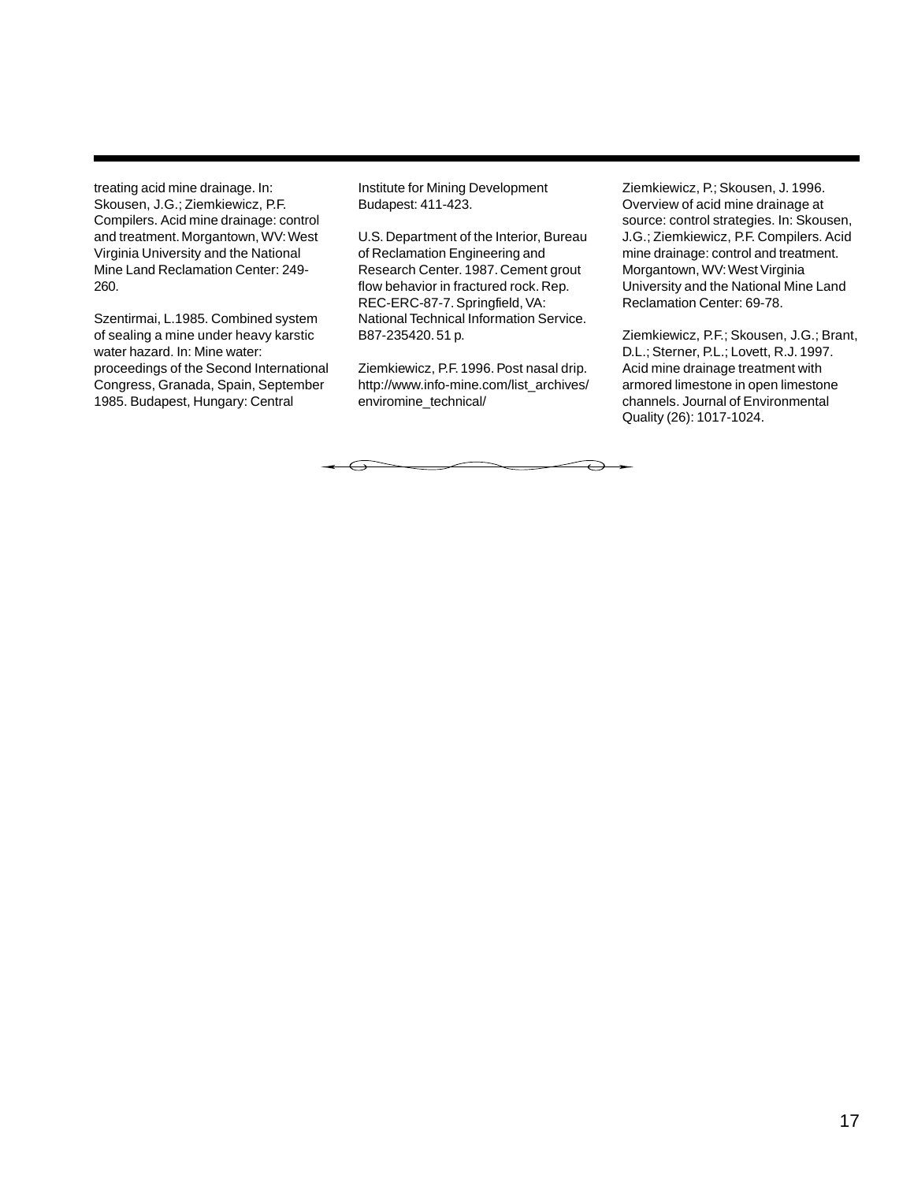treating acid mine drainage. In: Skousen, J.G.; Ziemkiewicz, P.F. Compilers. Acid mine drainage: control and treatment. Morgantown, WV: West Virginia University and the National Mine Land Reclamation Center: 249-260.

Szentirmai, L.1985. Combined system of sealing a mine under heavy karstic water hazard. In: Mine water: proceedings of the Second International Congress, Granada, Spain, September 1985. Budapest, Hungary: Central Institute for Mining Development Budapest: 411-423.

U.S. Department of the Interior, Bureau of Reclamation Engineering and Research Center. 1987. Cement grout flow behavior in fractured rock. Rep. REC-ERC-87-7. Springfield, VA: National Technical Information Service. B87-235420. 51 p.

Ziemkiewicz, P.F. 1996. Post nasal drip. http://www.info-mine.com/list_archives/enviromine_technical/

Ziemkiewicz, P.; Skousen, J. 1996. Overview of acid mine drainage at source: control strategies. In: Skousen, J.G.; Ziemkiewicz, P.F. Compilers. Acid mine drainage: control and treatment. Morgantown, WV: West Virginia University and the National Mine Land Reclamation Center: 69-78.

Ziemkiewicz, P.F.; Skousen, J.G.; Brant, D.L.; Sterner, P.L.; Lovett, R.J. 1997. Acid mine drainage treatment with armored limestone in open limestone channels. Journal of Environmental Quality (26): 1017-1024.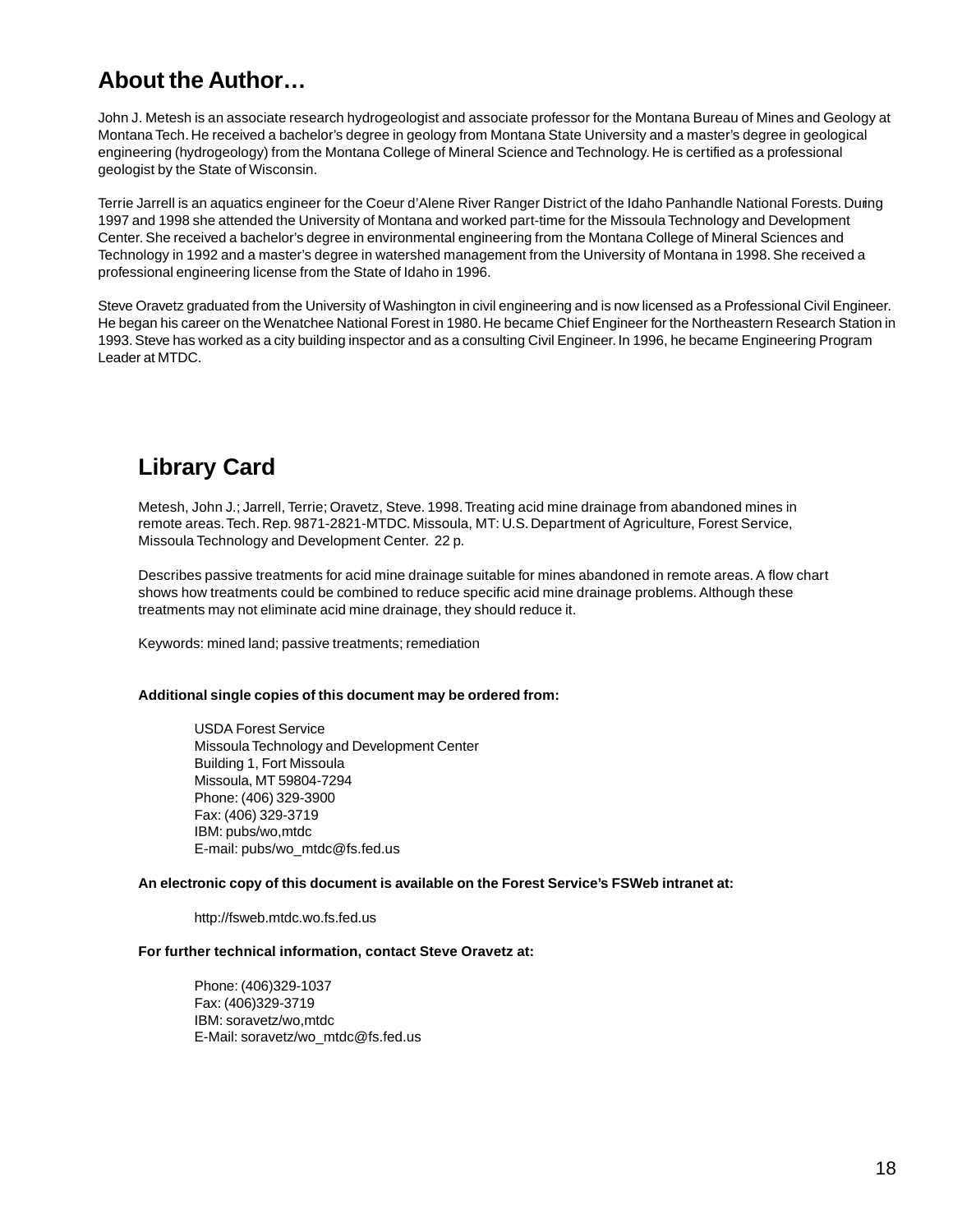## About the Author…

John J. Metesh is an associate research hydrogeologist and associate professor for the Montana Bureau of Mines and Geology at Montana Tech. He received a bachelor's degree in geology from Montana State University and a master's degree in geological engineering (hydrogeology) from the Montana College of Mineral Science and Technology. He is certified as a professional geologist by the State of Wisconsin.

Terrie Jarrell is an aquatics engineer for the Coeur d'Alene River Ranger District of the Idaho Panhandle National Forests. During 1997 and 1998 she attended the University of Montana and worked part-time for the Missoula Technology and Development Center. She received a bachelor's degree in environmental engineering from the Montana College of Mineral Sciences and Technology in 1992 and a master's degree in watershed management from the University of Montana in 1998. She received a professional engineering license from the State of Idaho in 1996.

Steve Oravetz graduated from the University of Washington in civil engineering and is now licensed as a Professional Civil Engineer. He began his career on the Wenatchee National Forest in 1980. He became Chief Engineer for the Northeastern Research Station in 1993. Steve has worked as a city building inspector and as a consulting Civil Engineer. In 1996, he became Engineering Program Leader at MTDC.

## Library Card

Metesh, John J.; Jarrell, Terrie; Oravetz, Steve. 1998. Treating acid mine drainage from abandoned mines in remote areas. Tech. Rep. 9871-2821-MTDC. Missoula, MT: U.S. Department of Agriculture, Forest Service, Missoula Technology and Development Center. 22 p.

Describes passive treatments for acid mine drainage suitable for mines abandoned in remote areas. A flow chart shows how treatments could be combined to reduce specific acid mine drainage problems. Although these treatments may not eliminate acid mine drainage, they should reduce it.

Keywords: mined land; passive treatments; remediation

**Additional single copies of this document may be ordered from:**

USDA Forest Service
Missoula Technology and Development Center
Building 1, Fort Missoula
Missoula, MT 59804-7294
Phone: (406) 329-3900
Fax: (406) 329-3719
IBM: pubs/wo,mtdc
E-mail: pubs/wo_mtdc@fs.fed.us

**An electronic copy of this document is available on the Forest Service's FSWeb intranet at:**

http://fsweb.mtdc.wo.fs.fed.us

**For further technical information, contact Steve Oravetz at:**

Phone: (406)329-1037
Fax: (406)329-3719
IBM: soravetz/wo,mtdc
E-Mail: soravetz/wo_mtdc@fs.fed.us